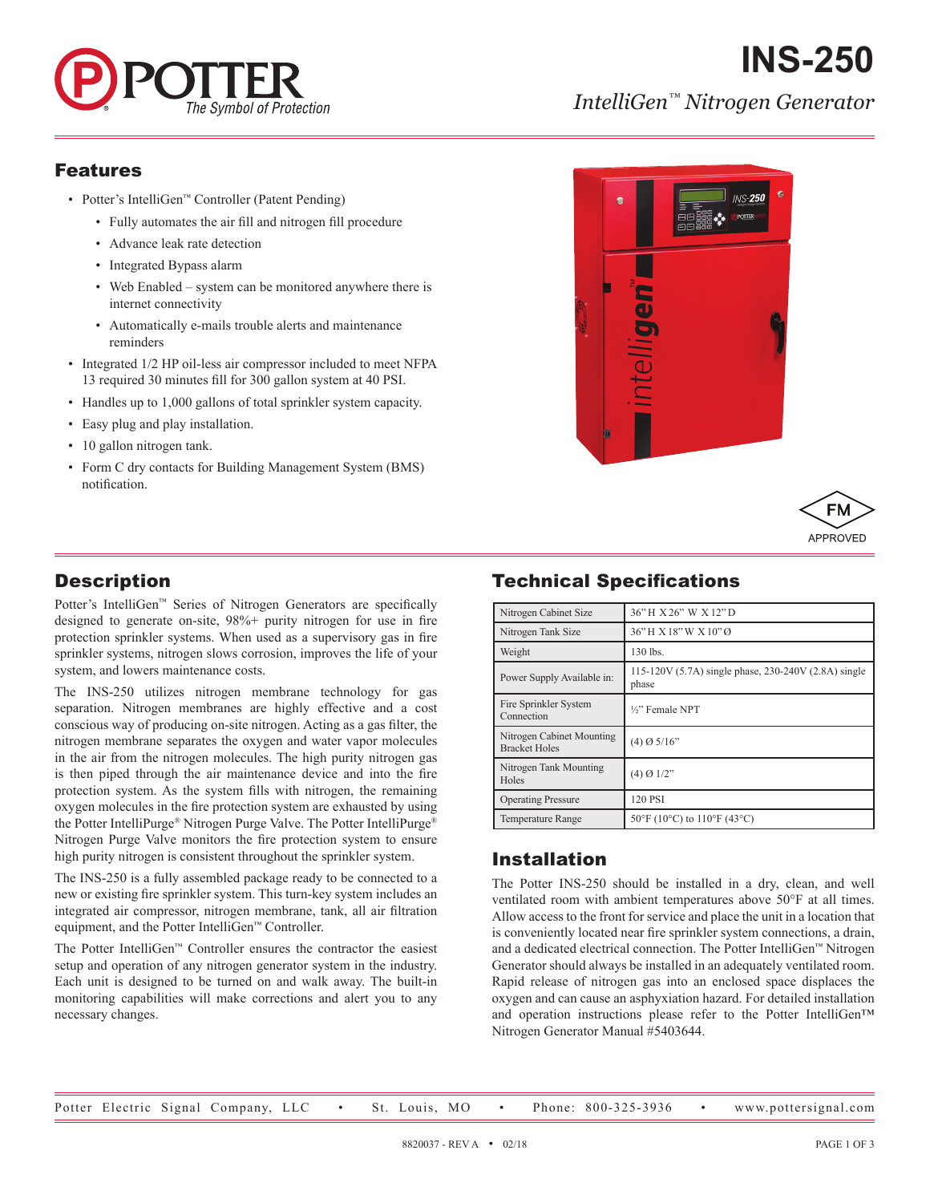# INS-250

*IntelliGen™ Nitrogen Generator*

## Features

- Potter's IntelliGen™ Controller (Patent Pending)
  - Fully automates the air fill and nitrogen fill procedure
  - Advance leak rate detection
  - Integrated Bypass alarm
  - Web Enabled – system can be monitored anywhere there is internet connectivity
  - Automatically e-mails trouble alerts and maintenance reminders
- Integrated 1/2 HP oil-less air compressor included to meet NFPA 13 required 30 minutes fill for 300 gallon system at 40 PSI.
- Handles up to 1,000 gallons of total sprinkler system capacity.
- Easy plug and play installation.
- 10 gallon nitrogen tank.
- Form C dry contacts for Building Management System (BMS) notification.

FM APPROVED

## Description

Potter's IntelliGen™ Series of Nitrogen Generators are specifically designed to generate on-site, 98%+ purity nitrogen for use in fire protection sprinkler systems. When used as a supervisory gas in fire sprinkler systems, nitrogen slows corrosion, improves the life of your system, and lowers maintenance costs.

The INS-250 utilizes nitrogen membrane technology for gas separation. Nitrogen membranes are highly effective and a cost conscious way of producing on-site nitrogen. Acting as a gas filter, the nitrogen membrane separates the oxygen and water vapor molecules in the air from the nitrogen molecules. The high purity nitrogen gas is then piped through the air maintenance device and into the fire protection system. As the system fills with nitrogen, the remaining oxygen molecules in the fire protection system are exhausted by using the Potter IntelliPurge® Nitrogen Purge Valve. The Potter IntelliPurge® Nitrogen Purge Valve monitors the fire protection system to ensure high purity nitrogen is consistent throughout the sprinkler system.

The INS-250 is a fully assembled package ready to be connected to a new or existing fire sprinkler system. This turn-key system includes an integrated air compressor, nitrogen membrane, tank, all air filtration equipment, and the Potter IntelliGen™ Controller.

The Potter IntelliGen™ Controller ensures the contractor the easiest setup and operation of any nitrogen generator system in the industry. Each unit is designed to be turned on and walk away. The built-in monitoring capabilities will make corrections and alert you to any necessary changes.

## Technical Specifications

| | |
|---|---|
| Nitrogen Cabinet Size | 36" H X 26" W X 12" D |
| Nitrogen Tank Size | 36" H X 18" W X 10" Ø |
| Weight | 130 lbs. |
| Power Supply Available in: | 115-120V (5.7A) single phase, 230-240V (2.8A) single phase |
| Fire Sprinkler System Connection | ½" Female NPT |
| Nitrogen Cabinet Mounting Bracket Holes | (4) Ø 5/16" |
| Nitrogen Tank Mounting Holes | (4) Ø 1/2" |
| Operating Pressure | 120 PSI |
| Temperature Range | 50°F (10°C) to 110°F (43°C) |

## Installation

The Potter INS-250 should be installed in a dry, clean, and well ventilated room with ambient temperatures above 50°F at all times. Allow access to the front for service and place the unit in a location that is conveniently located near fire sprinkler system connections, a drain, and a dedicated electrical connection. The Potter IntelliGen™ Nitrogen Generator should always be installed in an adequately ventilated room. Rapid release of nitrogen gas into an enclosed space displaces the oxygen and can cause an asphyxiation hazard. For detailed installation and operation instructions please refer to the Potter IntelliGen™ Nitrogen Generator Manual #5403644.

Potter Electric Signal Company, LLC • St. Louis, MO • Phone: 800-325-3936 • www.pottersignal.com

8820037 - REV A • 02/18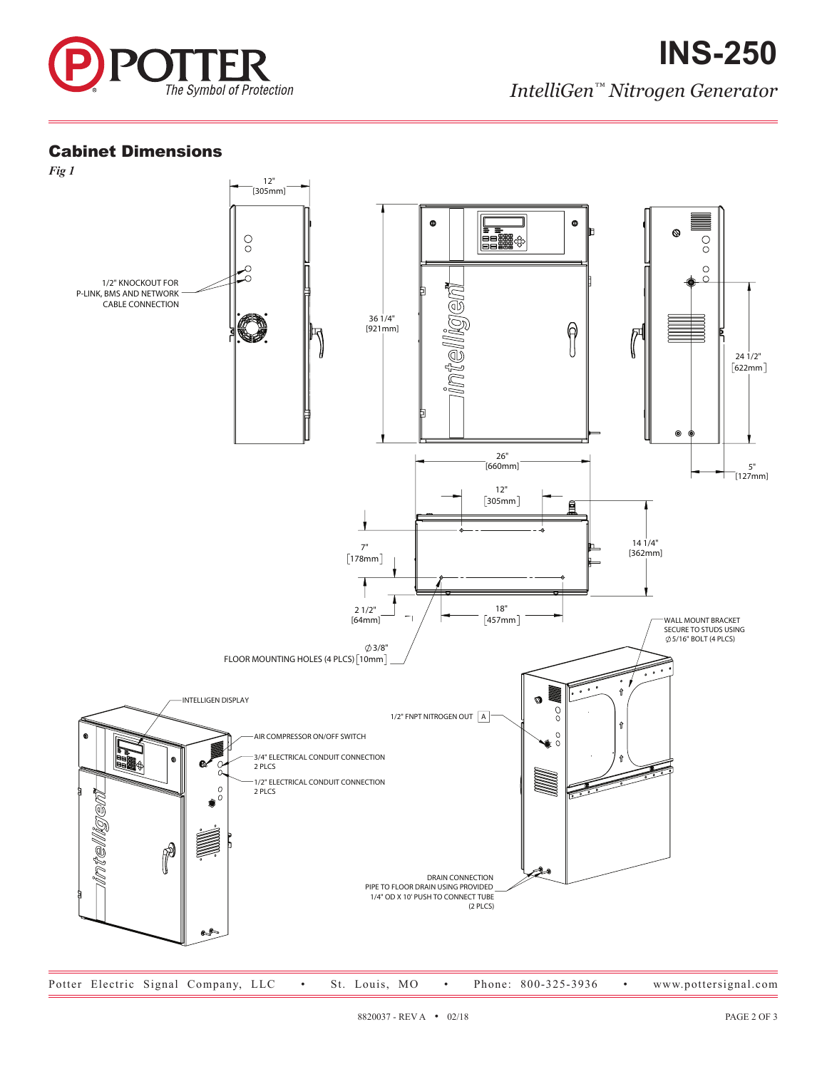# INS-250

*IntelliGen™ Nitrogen Generator*

## Cabinet Dimensions

*Fig 1*

12" [305mm]

1/2" KNOCKOUT FOR P-LINK, BMS AND NETWORK CABLE CONNECTION

36 1/4" [921mm]

24 1/2" [622mm]

5" [127mm]

26" [660mm]

12" [305mm]

7" [178mm]

14 1/4" [362mm]

2 1/2" [64mm]

18" [457mm]

∅3/8" FLOOR MOUNTING HOLES (4 PLCS) [10mm]

WALL MOUNT BRACKET SECURE TO STUDS USING ∅5/16" BOLT (4 PLCS)

INTELLIGEN DISPLAY

AIR COMPRESSOR ON/OFF SWITCH

3/4" ELECTRICAL CONDUIT CONNECTION 2 PLCS

1/2" ELECTRICAL CONDUIT CONNECTION 2 PLCS

1/2" FNPT NITROGEN OUT A

DRAIN CONNECTION PIPE TO FLOOR DRAIN USING PROVIDED 1/4" OD X 10' PUSH TO CONNECT TUBE (2 PLCS)

Potter Electric Signal Company, LLC • St. Louis, MO • Phone: 800-325-3936 • www.pottersignal.com

8820037 - REV A • 02/18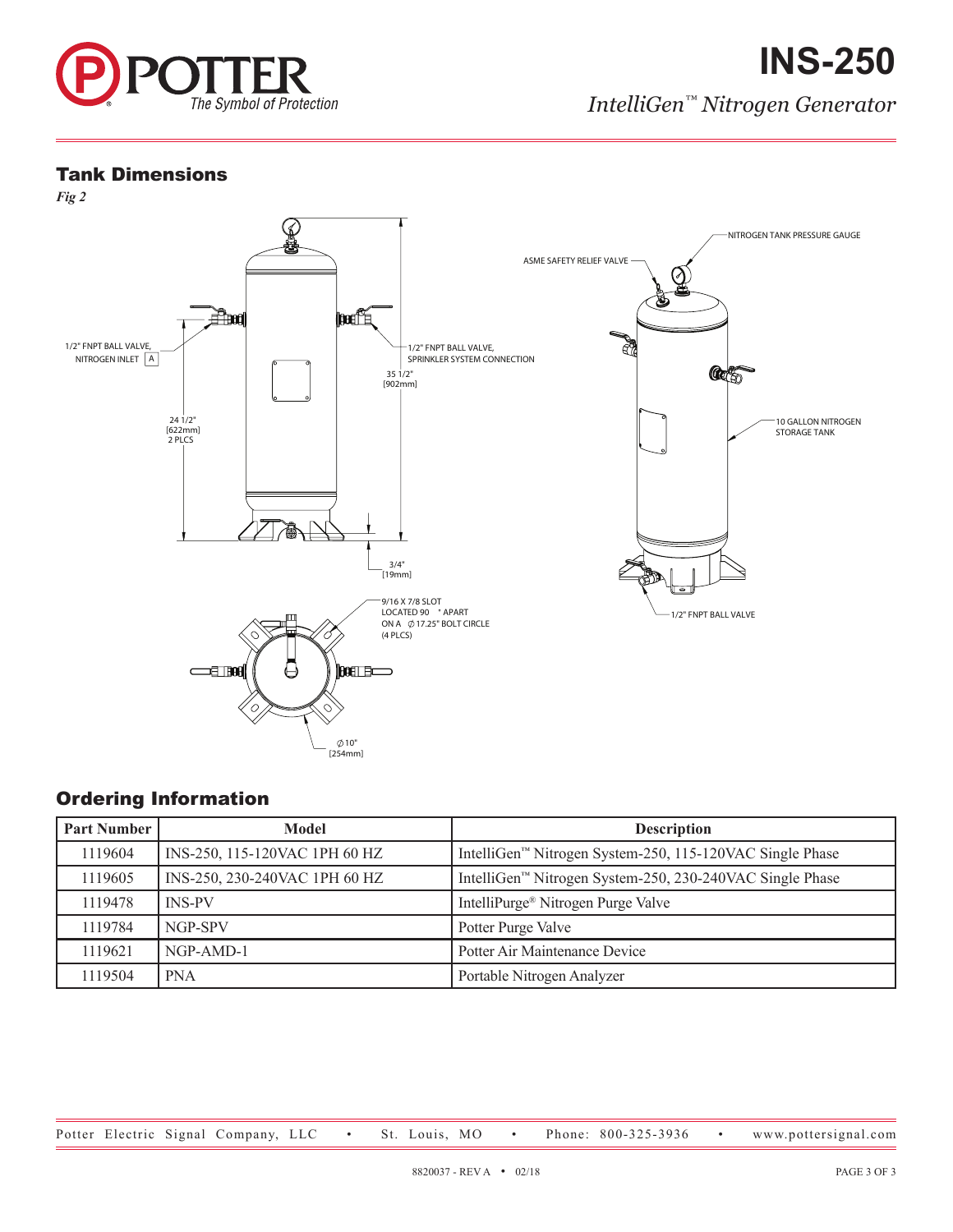# INS-250

*IntelliGen™ Nitrogen Generator*

## Tank Dimensions

*Fig 2*

1/2" FNPT BALL VALVE, NITROGEN INLET A

1/2" FNPT BALL VALVE, SPRINKLER SYSTEM CONNECTION

35 1/2" [902mm]

24 1/2" [622mm] 2 PLCS

3/4" [19mm]

9/16 X 7/8 SLOT LOCATED 90 ° APART ON A ∅ 17.25" BOLT CIRCLE (4 PLCS)

∅ 10" [254mm]

NITROGEN TANK PRESSURE GAUGE

ASME SAFETY RELIEF VALVE

10 GALLON NITROGEN STORAGE TANK

1/2" FNPT BALL VALVE

## Ordering Information

| Part Number | Model | Description |
|---|---|---|
| 1119604 | INS-250, 115-120VAC 1PH 60 HZ | IntelliGen™ Nitrogen System-250, 115-120VAC Single Phase |
| 1119605 | INS-250, 230-240VAC 1PH 60 HZ | IntelliGen™ Nitrogen System-250, 230-240VAC Single Phase |
| 1119478 | INS-PV | IntelliPurge® Nitrogen Purge Valve |
| 1119784 | NGP-SPV | Potter Purge Valve |
| 1119621 | NGP-AMD-1 | Potter Air Maintenance Device |
| 1119504 | PNA | Portable Nitrogen Analyzer |

Potter Electric Signal Company, LLC • St. Louis, MO • Phone: 800-325-3936 • www.pottersignal.com

8820037 - REV A • 02/18